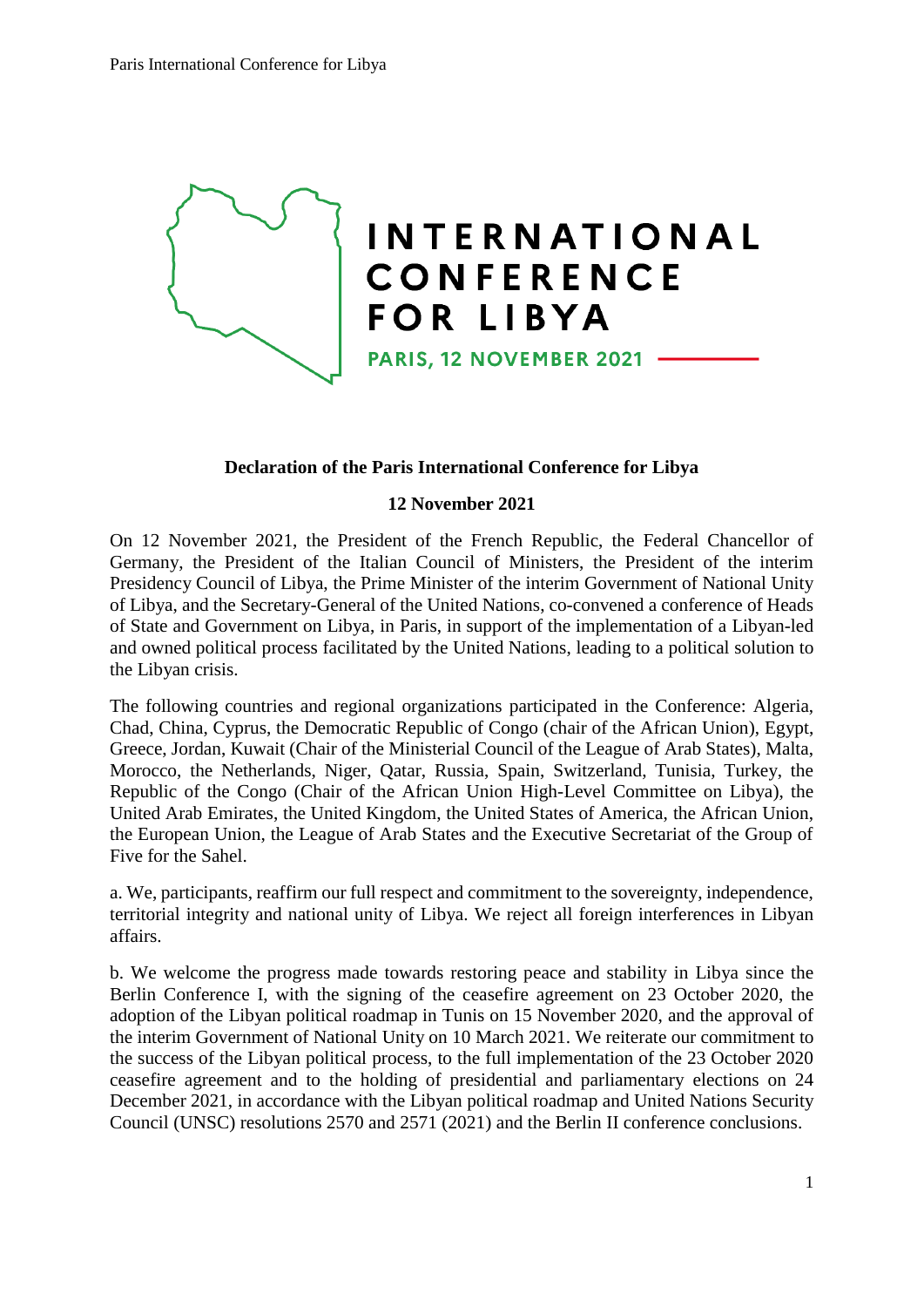# INTERNATIONAL CONFERENCE FOR LIBYA

**PARIS, 12 NOVEMBER 2021**

## Declaration of the Paris International Conference for Libya

**12 November 2021**

On 12 November 2021, the President of the French Republic, the Federal Chancellor of Germany, the President of the Italian Council of Ministers, the President of the interim Presidency Council of Libya, the Prime Minister of the interim Government of National Unity of Libya, and the Secretary-General of the United Nations, co-convened a conference of Heads of State and Government on Libya, in Paris, in support of the implementation of a Libyan-led and owned political process facilitated by the United Nations, leading to a political solution to the Libyan crisis.

The following countries and regional organizations participated in the Conference: Algeria, Chad, China, Cyprus, the Democratic Republic of Congo (chair of the African Union), Egypt, Greece, Jordan, Kuwait (Chair of the Ministerial Council of the League of Arab States), Malta, Morocco, the Netherlands, Niger, Qatar, Russia, Spain, Switzerland, Tunisia, Turkey, the Republic of the Congo (Chair of the African Union High-Level Committee on Libya), the United Arab Emirates, the United Kingdom, the United States of America, the African Union, the European Union, the League of Arab States and the Executive Secretariat of the Group of Five for the Sahel.

a. We, participants, reaffirm our full respect and commitment to the sovereignty, independence, territorial integrity and national unity of Libya. We reject all foreign interferences in Libyan affairs.

b. We welcome the progress made towards restoring peace and stability in Libya since the Berlin Conference I, with the signing of the ceasefire agreement on 23 October 2020, the adoption of the Libyan political roadmap in Tunis on 15 November 2020, and the approval of the interim Government of National Unity on 10 March 2021. We reiterate our commitment to the success of the Libyan political process, to the full implementation of the 23 October 2020 ceasefire agreement and to the holding of presidential and parliamentary elections on 24 December 2021, in accordance with the Libyan political roadmap and United Nations Security Council (UNSC) resolutions 2570 and 2571 (2021) and the Berlin II conference conclusions.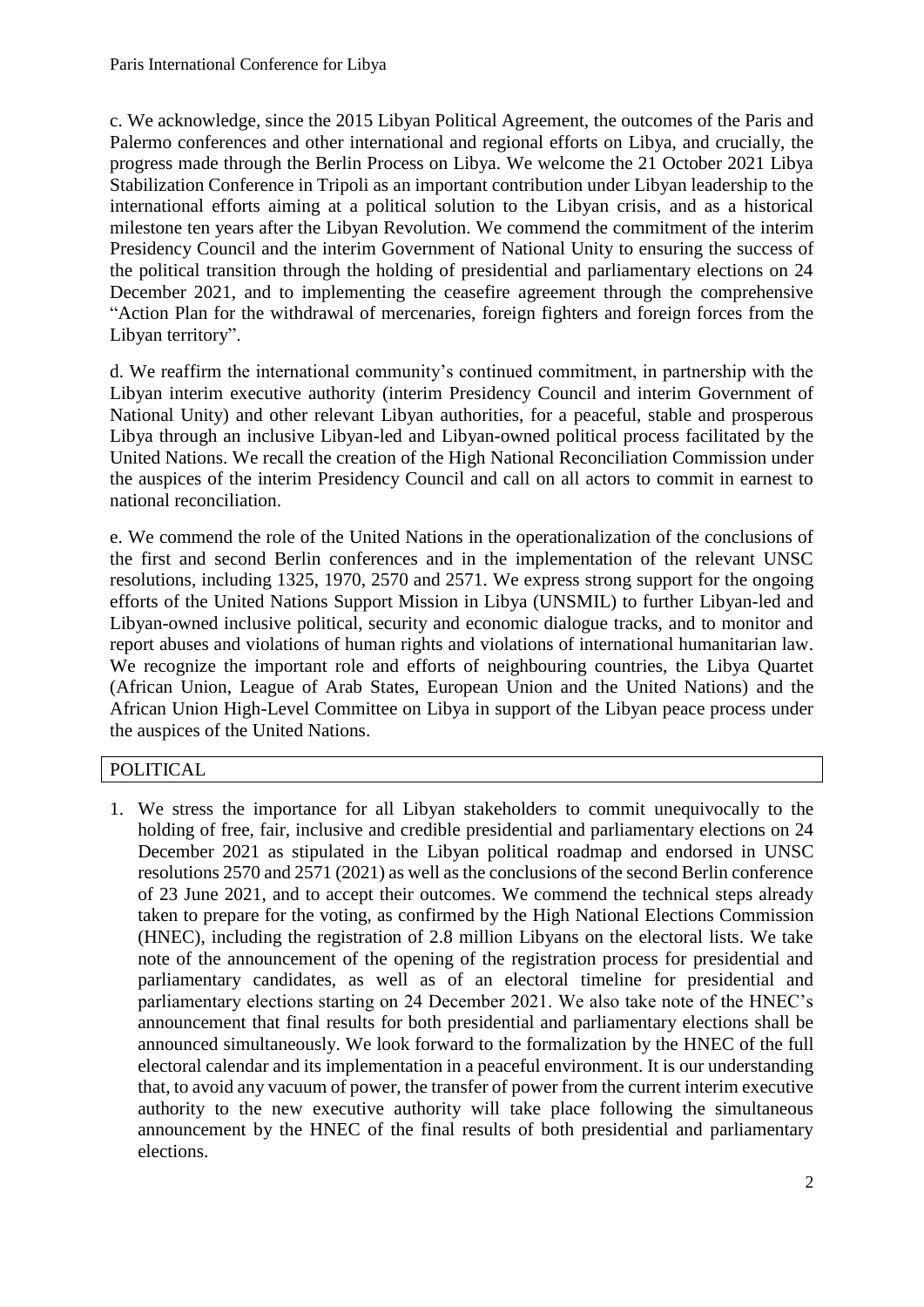c. We acknowledge, since the 2015 Libyan Political Agreement, the outcomes of the Paris and Palermo conferences and other international and regional efforts on Libya, and crucially, the progress made through the Berlin Process on Libya. We welcome the 21 October 2021 Libya Stabilization Conference in Tripoli as an important contribution under Libyan leadership to the international efforts aiming at a political solution to the Libyan crisis, and as a historical milestone ten years after the Libyan Revolution. We commend the commitment of the interim Presidency Council and the interim Government of National Unity to ensuring the success of the political transition through the holding of presidential and parliamentary elections on 24 December 2021, and to implementing the ceasefire agreement through the comprehensive "Action Plan for the withdrawal of mercenaries, foreign fighters and foreign forces from the Libyan territory".

d. We reaffirm the international community's continued commitment, in partnership with the Libyan interim executive authority (interim Presidency Council and interim Government of National Unity) and other relevant Libyan authorities, for a peaceful, stable and prosperous Libya through an inclusive Libyan-led and Libyan-owned political process facilitated by the United Nations. We recall the creation of the High National Reconciliation Commission under the auspices of the interim Presidency Council and call on all actors to commit in earnest to national reconciliation.

e. We commend the role of the United Nations in the operationalization of the conclusions of the first and second Berlin conferences and in the implementation of the relevant UNSC resolutions, including 1325, 1970, 2570 and 2571. We express strong support for the ongoing efforts of the United Nations Support Mission in Libya (UNSMIL) to further Libyan-led and Libyan-owned inclusive political, security and economic dialogue tracks, and to monitor and report abuses and violations of human rights and violations of international humanitarian law. We recognize the important role and efforts of neighbouring countries, the Libya Quartet (African Union, League of Arab States, European Union and the United Nations) and the African Union High-Level Committee on Libya in support of the Libyan peace process under the auspices of the United Nations.

## POLITICAL

1. We stress the importance for all Libyan stakeholders to commit unequivocally to the holding of free, fair, inclusive and credible presidential and parliamentary elections on 24 December 2021 as stipulated in the Libyan political roadmap and endorsed in UNSC resolutions 2570 and 2571 (2021) as well as the conclusions of the second Berlin conference of 23 June 2021, and to accept their outcomes. We commend the technical steps already taken to prepare for the voting, as confirmed by the High National Elections Commission (HNEC), including the registration of 2.8 million Libyans on the electoral lists. We take note of the announcement of the opening of the registration process for presidential and parliamentary candidates, as well as of an electoral timeline for presidential and parliamentary elections starting on 24 December 2021. We also take note of the HNEC's announcement that final results for both presidential and parliamentary elections shall be announced simultaneously. We look forward to the formalization by the HNEC of the full electoral calendar and its implementation in a peaceful environment. It is our understanding that, to avoid any vacuum of power, the transfer of power from the current interim executive authority to the new executive authority will take place following the simultaneous announcement by the HNEC of the final results of both presidential and parliamentary elections.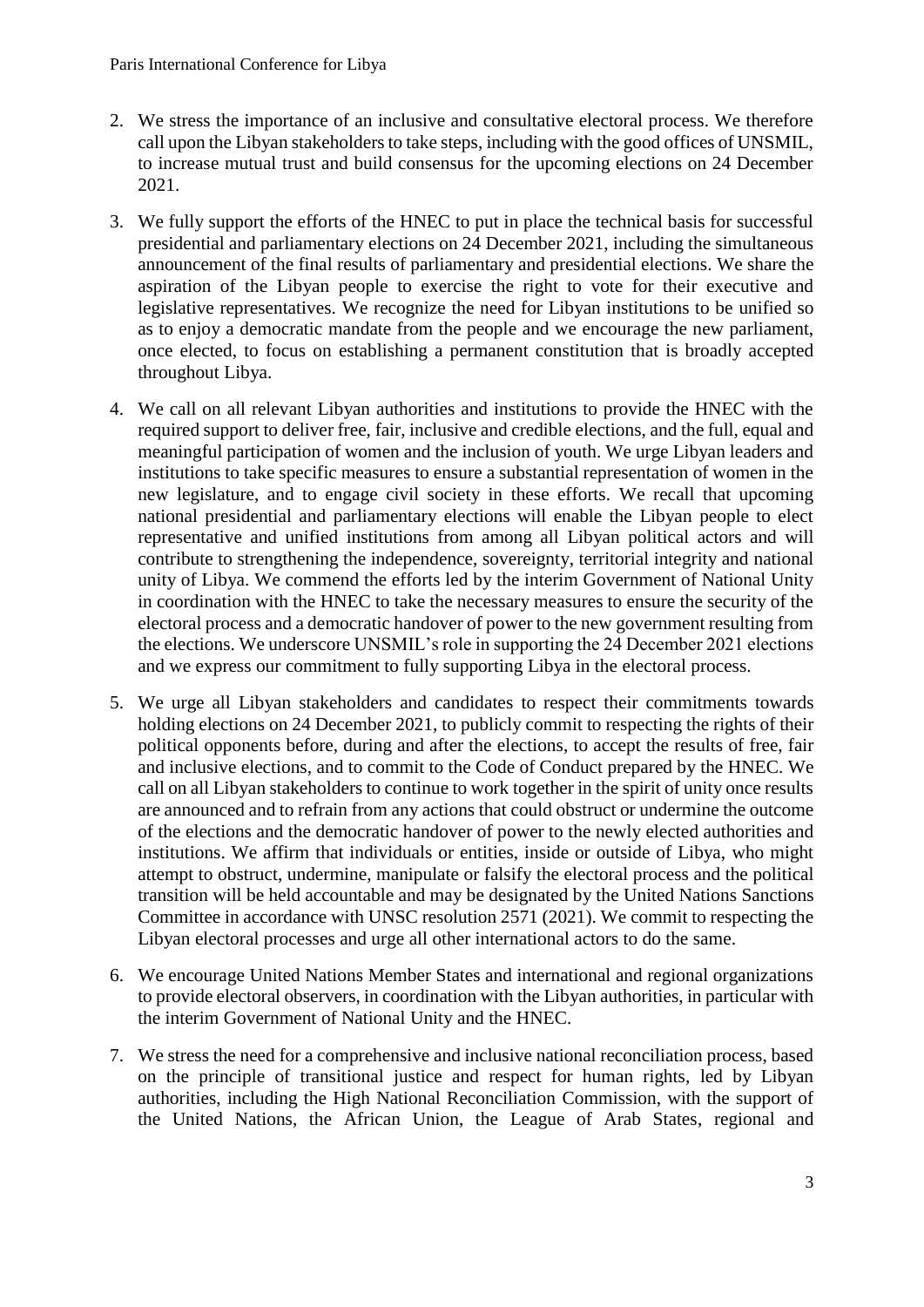2. We stress the importance of an inclusive and consultative electoral process. We therefore call upon the Libyan stakeholders to take steps, including with the good offices of UNSMIL, to increase mutual trust and build consensus for the upcoming elections on 24 December 2021.

3. We fully support the efforts of the HNEC to put in place the technical basis for successful presidential and parliamentary elections on 24 December 2021, including the simultaneous announcement of the final results of parliamentary and presidential elections. We share the aspiration of the Libyan people to exercise the right to vote for their executive and legislative representatives. We recognize the need for Libyan institutions to be unified so as to enjoy a democratic mandate from the people and we encourage the new parliament, once elected, to focus on establishing a permanent constitution that is broadly accepted throughout Libya.

4. We call on all relevant Libyan authorities and institutions to provide the HNEC with the required support to deliver free, fair, inclusive and credible elections, and the full, equal and meaningful participation of women and the inclusion of youth. We urge Libyan leaders and institutions to take specific measures to ensure a substantial representation of women in the new legislature, and to engage civil society in these efforts. We recall that upcoming national presidential and parliamentary elections will enable the Libyan people to elect representative and unified institutions from among all Libyan political actors and will contribute to strengthening the independence, sovereignty, territorial integrity and national unity of Libya. We commend the efforts led by the interim Government of National Unity in coordination with the HNEC to take the necessary measures to ensure the security of the electoral process and a democratic handover of power to the new government resulting from the elections. We underscore UNSMIL's role in supporting the 24 December 2021 elections and we express our commitment to fully supporting Libya in the electoral process.

5. We urge all Libyan stakeholders and candidates to respect their commitments towards holding elections on 24 December 2021, to publicly commit to respecting the rights of their political opponents before, during and after the elections, to accept the results of free, fair and inclusive elections, and to commit to the Code of Conduct prepared by the HNEC. We call on all Libyan stakeholders to continue to work together in the spirit of unity once results are announced and to refrain from any actions that could obstruct or undermine the outcome of the elections and the democratic handover of power to the newly elected authorities and institutions. We affirm that individuals or entities, inside or outside of Libya, who might attempt to obstruct, undermine, manipulate or falsify the electoral process and the political transition will be held accountable and may be designated by the United Nations Sanctions Committee in accordance with UNSC resolution 2571 (2021). We commit to respecting the Libyan electoral processes and urge all other international actors to do the same.

6. We encourage United Nations Member States and international and regional organizations to provide electoral observers, in coordination with the Libyan authorities, in particular with the interim Government of National Unity and the HNEC.

7. We stress the need for a comprehensive and inclusive national reconciliation process, based on the principle of transitional justice and respect for human rights, led by Libyan authorities, including the High National Reconciliation Commission, with the support of the United Nations, the African Union, the League of Arab States, regional and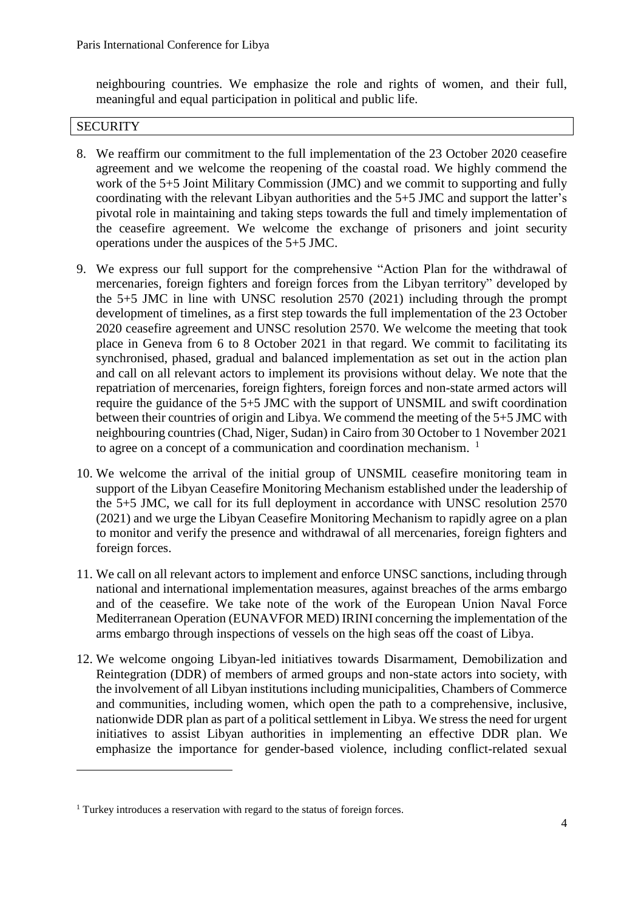neighbouring countries. We emphasize the role and rights of women, and their full, meaningful and equal participation in political and public life.

## SECURITY

8. We reaffirm our commitment to the full implementation of the 23 October 2020 ceasefire agreement and we welcome the reopening of the coastal road. We highly commend the work of the 5+5 Joint Military Commission (JMC) and we commit to supporting and fully coordinating with the relevant Libyan authorities and the 5+5 JMC and support the latter's pivotal role in maintaining and taking steps towards the full and timely implementation of the ceasefire agreement. We welcome the exchange of prisoners and joint security operations under the auspices of the 5+5 JMC.

9. We express our full support for the comprehensive "Action Plan for the withdrawal of mercenaries, foreign fighters and foreign forces from the Libyan territory" developed by the 5+5 JMC in line with UNSC resolution 2570 (2021) including through the prompt development of timelines, as a first step towards the full implementation of the 23 October 2020 ceasefire agreement and UNSC resolution 2570. We welcome the meeting that took place in Geneva from 6 to 8 October 2021 in that regard. We commit to facilitating its synchronised, phased, gradual and balanced implementation as set out in the action plan and call on all relevant actors to implement its provisions without delay. We note that the repatriation of mercenaries, foreign fighters, foreign forces and non-state armed actors will require the guidance of the 5+5 JMC with the support of UNSMIL and swift coordination between their countries of origin and Libya. We commend the meeting of the 5+5 JMC with neighbouring countries (Chad, Niger, Sudan) in Cairo from 30 October to 1 November 2021 to agree on a concept of a communication and coordination mechanism. [1]

10. We welcome the arrival of the initial group of UNSMIL ceasefire monitoring team in support of the Libyan Ceasefire Monitoring Mechanism established under the leadership of the 5+5 JMC, we call for its full deployment in accordance with UNSC resolution 2570 (2021) and we urge the Libyan Ceasefire Monitoring Mechanism to rapidly agree on a plan to monitor and verify the presence and withdrawal of all mercenaries, foreign fighters and foreign forces.

11. We call on all relevant actors to implement and enforce UNSC sanctions, including through national and international implementation measures, against breaches of the arms embargo and of the ceasefire. We take note of the work of the European Union Naval Force Mediterranean Operation (EUNAVFOR MED) IRINI concerning the implementation of the arms embargo through inspections of vessels on the high seas off the coast of Libya.

12. We welcome ongoing Libyan-led initiatives towards Disarmament, Demobilization and Reintegration (DDR) of members of armed groups and non-state actors into society, with the involvement of all Libyan institutions including municipalities, Chambers of Commerce and communities, including women, which open the path to a comprehensive, inclusive, nationwide DDR plan as part of a political settlement in Libya. We stress the need for urgent initiatives to assist Libyan authorities in implementing an effective DDR plan. We emphasize the importance for gender-based violence, including conflict-related sexual

---

[1] Turkey introduces a reservation with regard to the status of foreign forces.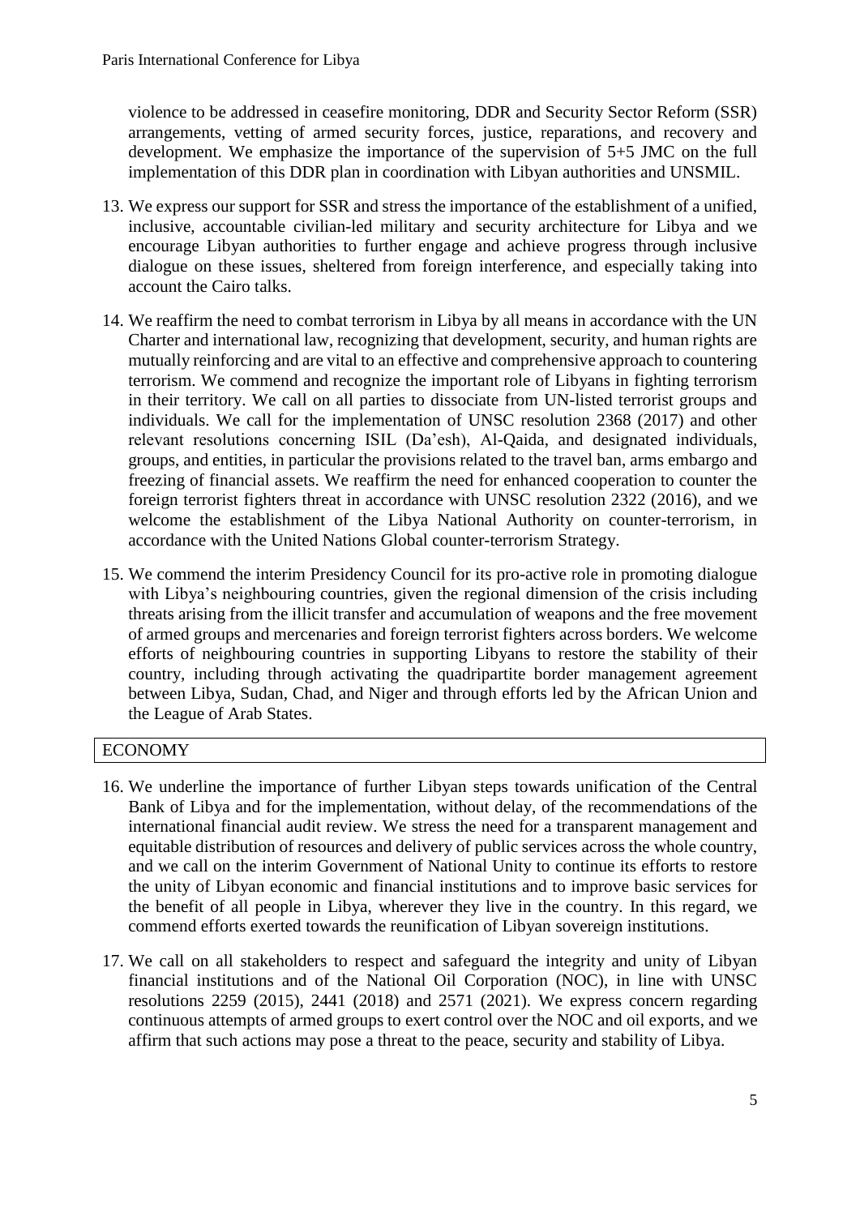violence to be addressed in ceasefire monitoring, DDR and Security Sector Reform (SSR) arrangements, vetting of armed security forces, justice, reparations, and recovery and development. We emphasize the importance of the supervision of 5+5 JMC on the full implementation of this DDR plan in coordination with Libyan authorities and UNSMIL.

13. We express our support for SSR and stress the importance of the establishment of a unified, inclusive, accountable civilian-led military and security architecture for Libya and we encourage Libyan authorities to further engage and achieve progress through inclusive dialogue on these issues, sheltered from foreign interference, and especially taking into account the Cairo talks.

14. We reaffirm the need to combat terrorism in Libya by all means in accordance with the UN Charter and international law, recognizing that development, security, and human rights are mutually reinforcing and are vital to an effective and comprehensive approach to countering terrorism. We commend and recognize the important role of Libyans in fighting terrorism in their territory. We call on all parties to dissociate from UN-listed terrorist groups and individuals. We call for the implementation of UNSC resolution 2368 (2017) and other relevant resolutions concerning ISIL (Da'esh), Al-Qaida, and designated individuals, groups, and entities, in particular the provisions related to the travel ban, arms embargo and freezing of financial assets. We reaffirm the need for enhanced cooperation to counter the foreign terrorist fighters threat in accordance with UNSC resolution 2322 (2016), and we welcome the establishment of the Libya National Authority on counter-terrorism, in accordance with the United Nations Global counter-terrorism Strategy.

15. We commend the interim Presidency Council for its pro-active role in promoting dialogue with Libya's neighbouring countries, given the regional dimension of the crisis including threats arising from the illicit transfer and accumulation of weapons and the free movement of armed groups and mercenaries and foreign terrorist fighters across borders. We welcome efforts of neighbouring countries in supporting Libyans to restore the stability of their country, including through activating the quadripartite border management agreement between Libya, Sudan, Chad, and Niger and through efforts led by the African Union and the League of Arab States.

## ECONOMY

16. We underline the importance of further Libyan steps towards unification of the Central Bank of Libya and for the implementation, without delay, of the recommendations of the international financial audit review. We stress the need for a transparent management and equitable distribution of resources and delivery of public services across the whole country, and we call on the interim Government of National Unity to continue its efforts to restore the unity of Libyan economic and financial institutions and to improve basic services for the benefit of all people in Libya, wherever they live in the country. In this regard, we commend efforts exerted towards the reunification of Libyan sovereign institutions.

17. We call on all stakeholders to respect and safeguard the integrity and unity of Libyan financial institutions and of the National Oil Corporation (NOC), in line with UNSC resolutions 2259 (2015), 2441 (2018) and 2571 (2021). We express concern regarding continuous attempts of armed groups to exert control over the NOC and oil exports, and we affirm that such actions may pose a threat to the peace, security and stability of Libya.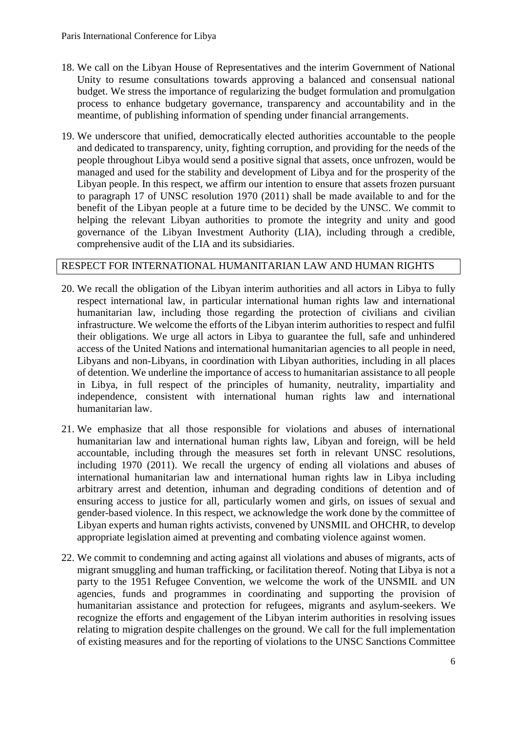18. We call on the Libyan House of Representatives and the interim Government of National Unity to resume consultations towards approving a balanced and consensual national budget. We stress the importance of regularizing the budget formulation and promulgation process to enhance budgetary governance, transparency and accountability and in the meantime, of publishing information of spending under financial arrangements.

19. We underscore that unified, democratically elected authorities accountable to the people and dedicated to transparency, unity, fighting corruption, and providing for the needs of the people throughout Libya would send a positive signal that assets, once unfrozen, would be managed and used for the stability and development of Libya and for the prosperity of the Libyan people. In this respect, we affirm our intention to ensure that assets frozen pursuant to paragraph 17 of UNSC resolution 1970 (2011) shall be made available to and for the benefit of the Libyan people at a future time to be decided by the UNSC. We commit to helping the relevant Libyan authorities to promote the integrity and unity and good governance of the Libyan Investment Authority (LIA), including through a credible, comprehensive audit of the LIA and its subsidiaries.

## RESPECT FOR INTERNATIONAL HUMANITARIAN LAW AND HUMAN RIGHTS

20. We recall the obligation of the Libyan interim authorities and all actors in Libya to fully respect international law, in particular international human rights law and international humanitarian law, including those regarding the protection of civilians and civilian infrastructure. We welcome the efforts of the Libyan interim authorities to respect and fulfil their obligations. We urge all actors in Libya to guarantee the full, safe and unhindered access of the United Nations and international humanitarian agencies to all people in need, Libyans and non-Libyans, in coordination with Libyan authorities, including in all places of detention. We underline the importance of access to humanitarian assistance to all people in Libya, in full respect of the principles of humanity, neutrality, impartiality and independence, consistent with international human rights law and international humanitarian law.

21. We emphasize that all those responsible for violations and abuses of international humanitarian law and international human rights law, Libyan and foreign, will be held accountable, including through the measures set forth in relevant UNSC resolutions, including 1970 (2011). We recall the urgency of ending all violations and abuses of international humanitarian law and international human rights law in Libya including arbitrary arrest and detention, inhuman and degrading conditions of detention and of ensuring access to justice for all, particularly women and girls, on issues of sexual and gender-based violence. In this respect, we acknowledge the work done by the committee of Libyan experts and human rights activists, convened by UNSMIL and OHCHR, to develop appropriate legislation aimed at preventing and combating violence against women.

22. We commit to condemning and acting against all violations and abuses of migrants, acts of migrant smuggling and human trafficking, or facilitation thereof. Noting that Libya is not a party to the 1951 Refugee Convention, we welcome the work of the UNSMIL and UN agencies, funds and programmes in coordinating and supporting the provision of humanitarian assistance and protection for refugees, migrants and asylum-seekers. We recognize the efforts and engagement of the Libyan interim authorities in resolving issues relating to migration despite challenges on the ground. We call for the full implementation of existing measures and for the reporting of violations to the UNSC Sanctions Committee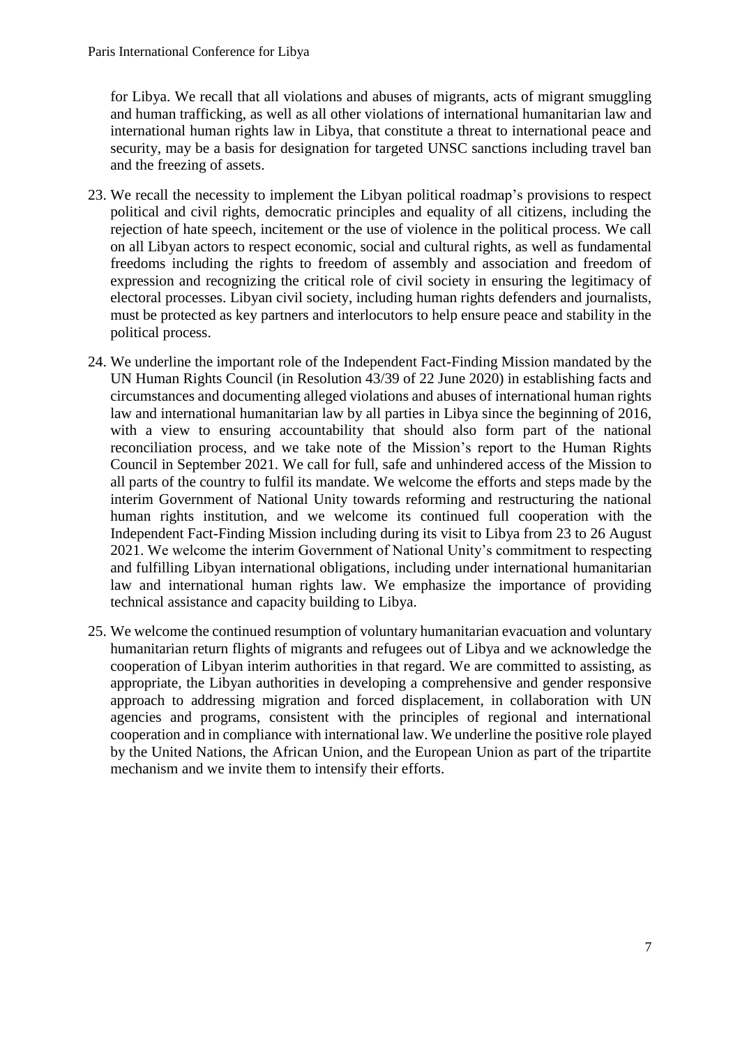for Libya. We recall that all violations and abuses of migrants, acts of migrant smuggling and human trafficking, as well as all other violations of international humanitarian law and international human rights law in Libya, that constitute a threat to international peace and security, may be a basis for designation for targeted UNSC sanctions including travel ban and the freezing of assets.

23. We recall the necessity to implement the Libyan political roadmap's provisions to respect political and civil rights, democratic principles and equality of all citizens, including the rejection of hate speech, incitement or the use of violence in the political process. We call on all Libyan actors to respect economic, social and cultural rights, as well as fundamental freedoms including the rights to freedom of assembly and association and freedom of expression and recognizing the critical role of civil society in ensuring the legitimacy of electoral processes. Libyan civil society, including human rights defenders and journalists, must be protected as key partners and interlocutors to help ensure peace and stability in the political process.

24. We underline the important role of the Independent Fact-Finding Mission mandated by the UN Human Rights Council (in Resolution 43/39 of 22 June 2020) in establishing facts and circumstances and documenting alleged violations and abuses of international human rights law and international humanitarian law by all parties in Libya since the beginning of 2016, with a view to ensuring accountability that should also form part of the national reconciliation process, and we take note of the Mission's report to the Human Rights Council in September 2021. We call for full, safe and unhindered access of the Mission to all parts of the country to fulfil its mandate. We welcome the efforts and steps made by the interim Government of National Unity towards reforming and restructuring the national human rights institution, and we welcome its continued full cooperation with the Independent Fact-Finding Mission including during its visit to Libya from 23 to 26 August 2021. We welcome the interim Government of National Unity's commitment to respecting and fulfilling Libyan international obligations, including under international humanitarian law and international human rights law. We emphasize the importance of providing technical assistance and capacity building to Libya.

25. We welcome the continued resumption of voluntary humanitarian evacuation and voluntary humanitarian return flights of migrants and refugees out of Libya and we acknowledge the cooperation of Libyan interim authorities in that regard. We are committed to assisting, as appropriate, the Libyan authorities in developing a comprehensive and gender responsive approach to addressing migration and forced displacement, in collaboration with UN agencies and programs, consistent with the principles of regional and international cooperation and in compliance with international law. We underline the positive role played by the United Nations, the African Union, and the European Union as part of the tripartite mechanism and we invite them to intensify their efforts.